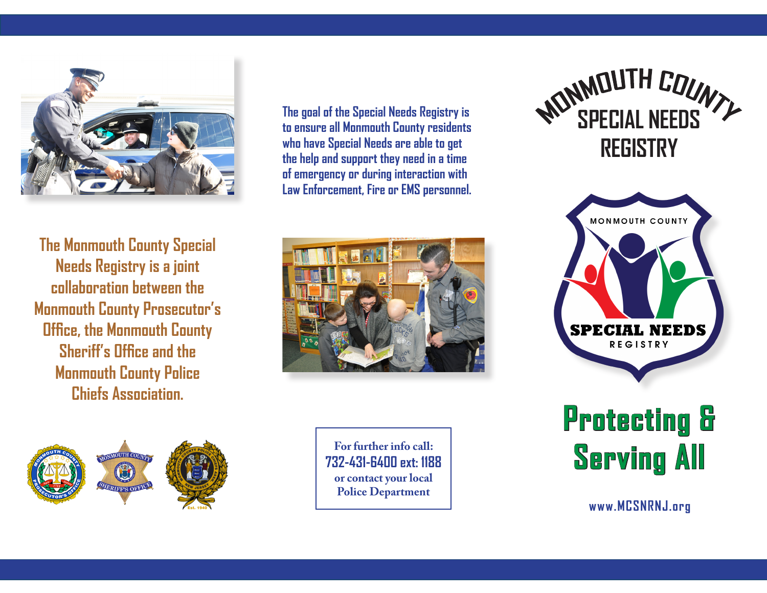# Monmouth County Special Needs Registry

The goal of the Special Needs Registry is to ensure all Monmouth County residents who have Special Needs are able to get the help and support they need in a time of emergency or during interaction with Law Enforcement, Fire or EMS personnel.

The Monmouth County Special Needs Registry is a joint collaboration between the Monmouth County Prosecutor's Office, the Monmouth County Sheriff's Office and the Monmouth County Police Chiefs Association.

For further info call:
**732-431-6400 ext: 1188**
or contact your local Police Department

MONMOUTH COUNTY
**SPECIAL NEEDS**
REGISTRY

## Protecting & Serving All

www.MCSNRNJ.org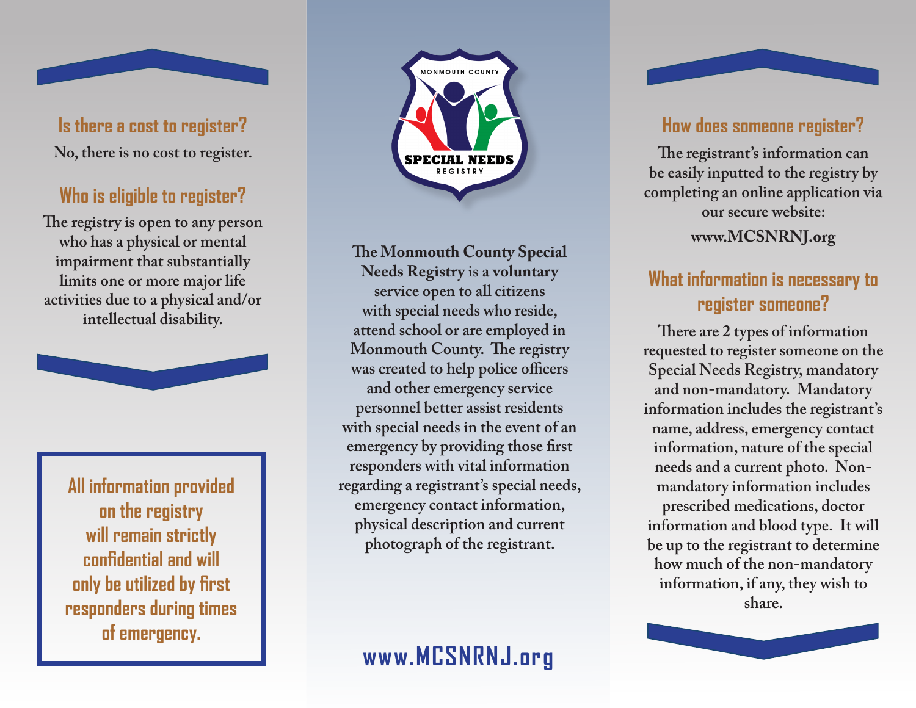## Is there a cost to register?

No, there is no cost to register.

## Who is eligible to register?

The registry is open to any person who has a physical or mental impairment that substantially limits one or more major life activities due to a physical and/or intellectual disability.

**All information provided on the registry will remain strictly confidential and will only be utilized by first responders during times of emergency.**

MONMOUTH COUNTY

SPECIAL NEEDS

REGISTRY

The **Monmouth County Special Needs Registry** is a **voluntary** service open to all citizens with special needs who reside, attend school or are employed in Monmouth County. The registry was created to help police officers and other emergency service personnel better assist residents with special needs in the event of an emergency by providing those first responders with vital information regarding a registrant's special needs, emergency contact information, physical description and current photograph of the registrant.

**www.MCSNRNJ.org**

## How does someone register?

The registrant's information can be easily inputted to the registry by completing an online application via our secure website:

**www.MCSNRNJ.org**

## What information is necessary to register someone?

There are 2 types of information requested to register someone on the Special Needs Registry, mandatory and non-mandatory. Mandatory information includes the registrant's name, address, emergency contact information, nature of the special needs and a current photo. Non-mandatory information includes prescribed medications, doctor information and blood type. It will be up to the registrant to determine how much of the non-mandatory information, if any, they wish to share.